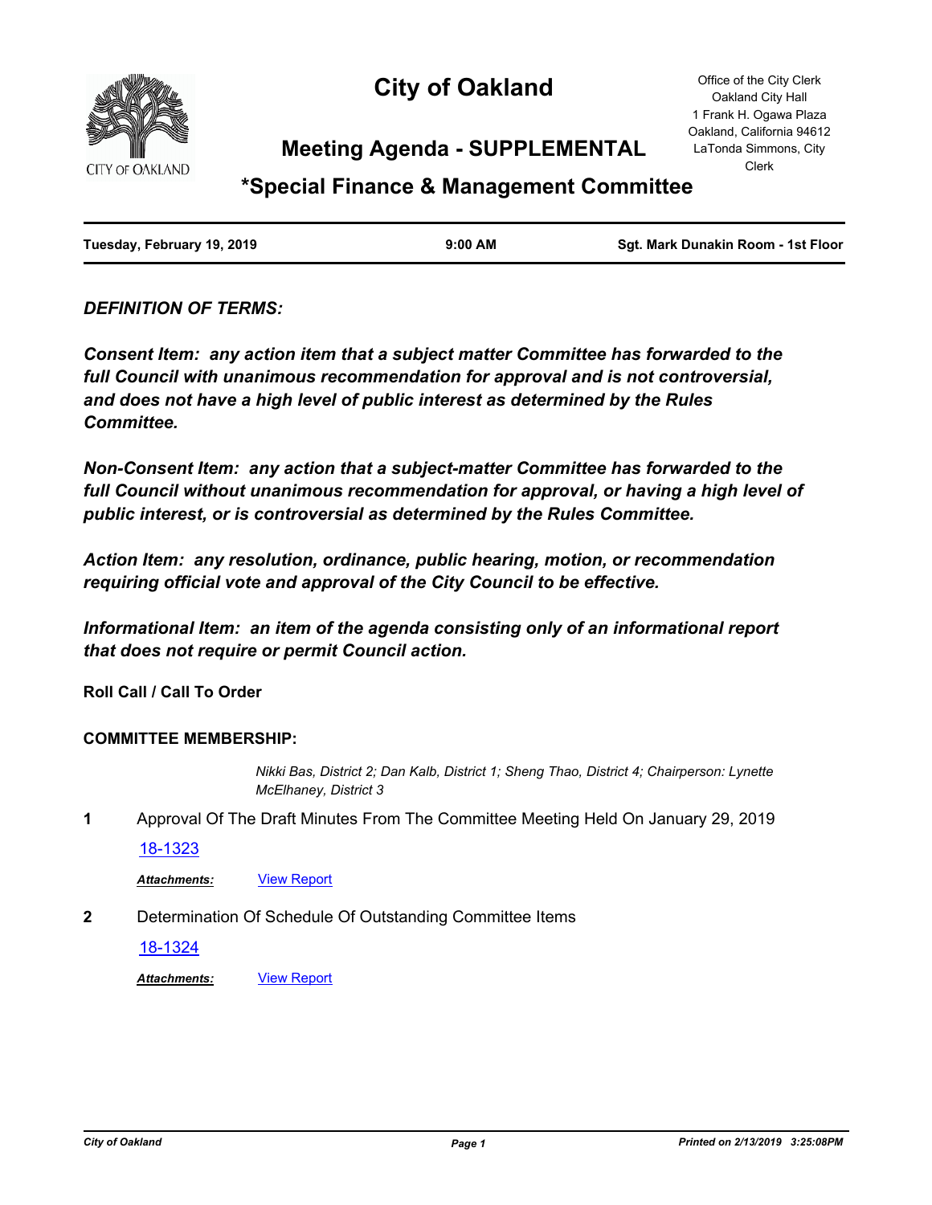# City of Oakland

Office of the City Clerk
Oakland City Hall
1 Frank H. Ogawa Plaza
Oakland, California 94612
LaTonda Simmons, City Clerk

## Meeting Agenda - SUPPLEMENTAL

## *Special Finance & Management Committee

| Tuesday, February 19, 2019 | 9:00 AM | Sgt. Mark Dunakin Room - 1st Floor |
|---|---|---|

***DEFINITION OF TERMS:***

***Consent Item: any action item that a subject matter Committee has forwarded to the full Council with unanimous recommendation for approval and is not controversial, and does not have a high level of public interest as determined by the Rules Committee.***

***Non-Consent Item: any action that a subject-matter Committee has forwarded to the full Council without unanimous recommendation for approval, or having a high level of public interest, or is controversial as determined by the Rules Committee.***

***Action Item: any resolution, ordinance, public hearing, motion, or recommendation requiring official vote and approval of the City Council to be effective.***

***Informational Item: an item of the agenda consisting only of an informational report that does not require or permit Council action.***

**Roll Call / Call To Order**

**COMMITTEE MEMBERSHIP:**

*Nikki Bas, District 2; Dan Kalb, District 1; Sheng Thao, District 4; Chairperson: Lynette McElhaney, District 3*

**1** Approval Of The Draft Minutes From The Committee Meeting Held On January 29, 2019

18-1323

***Attachments:*** View Report

**2** Determination Of Schedule Of Outstanding Committee Items

18-1324

***Attachments:*** View Report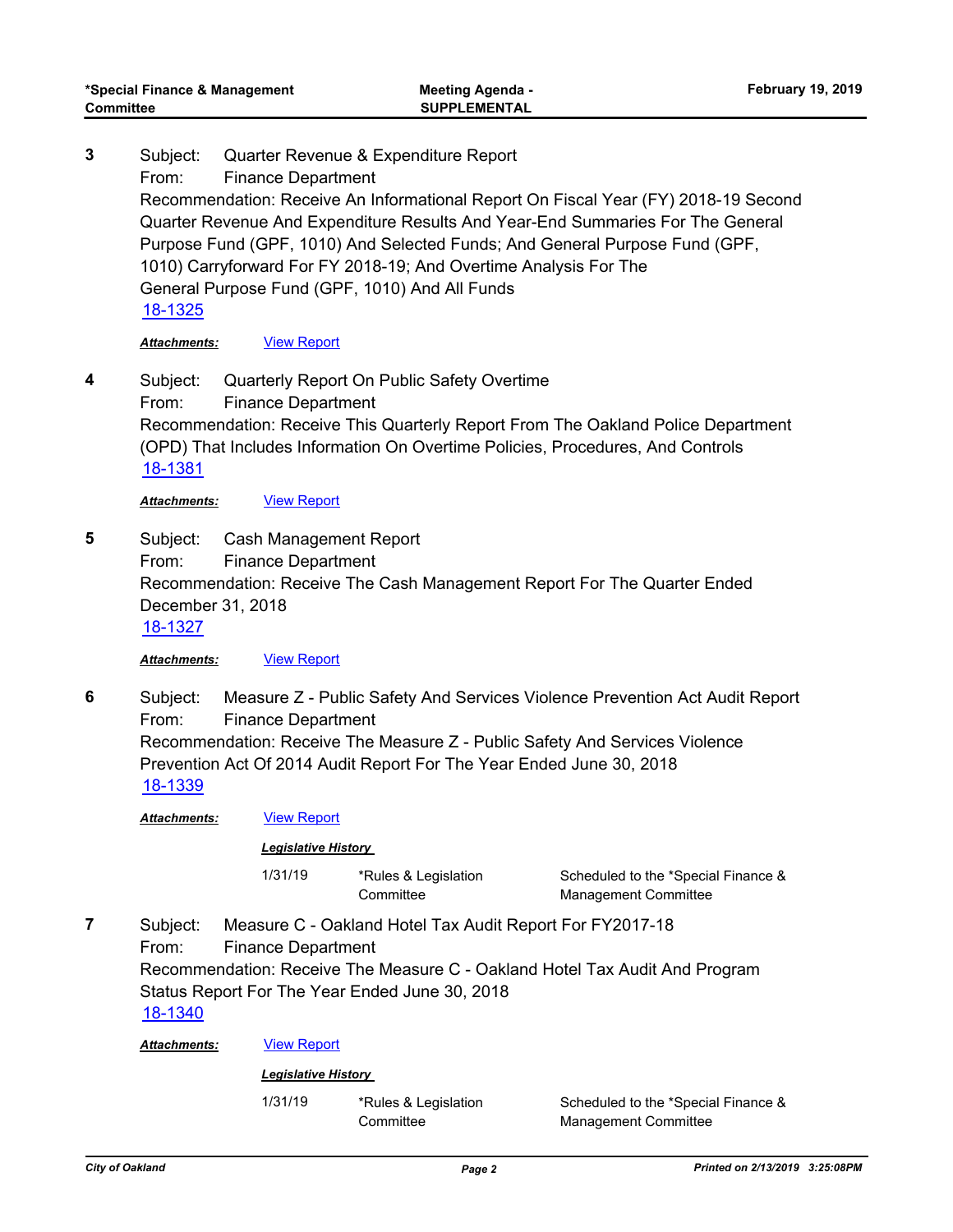**3** Subject: Quarter Revenue & Expenditure Report
From: Finance Department
Recommendation: Receive An Informational Report On Fiscal Year (FY) 2018-19 Second Quarter Revenue And Expenditure Results And Year-End Summaries For The General Purpose Fund (GPF, 1010) And Selected Funds; And General Purpose Fund (GPF, 1010) Carryforward For FY 2018-19; And Overtime Analysis For The General Purpose Fund (GPF, 1010) And All Funds
18-1325

***Attachments:*** View Report

**4** Subject: Quarterly Report On Public Safety Overtime
From: Finance Department
Recommendation: Receive This Quarterly Report From The Oakland Police Department (OPD) That Includes Information On Overtime Policies, Procedures, And Controls
18-1381

***Attachments:*** View Report

**5** Subject: Cash Management Report
From: Finance Department
Recommendation: Receive The Cash Management Report For The Quarter Ended December 31, 2018
18-1327

***Attachments:*** View Report

**6** Subject: Measure Z - Public Safety And Services Violence Prevention Act Audit Report
From: Finance Department
Recommendation: Receive The Measure Z - Public Safety And Services Violence Prevention Act Of 2014 Audit Report For The Year Ended June 30, 2018
18-1339

***Attachments:*** View Report

***Legislative History***

| | | |
|---|---|---|
| 1/31/19 | *Rules & Legislation Committee | Scheduled to the *Special Finance & Management Committee |

**7** Subject: Measure C - Oakland Hotel Tax Audit Report For FY2017-18
From: Finance Department
Recommendation: Receive The Measure C - Oakland Hotel Tax Audit And Program Status Report For The Year Ended June 30, 2018
18-1340

***Attachments:*** View Report

***Legislative History***

| | | |
|---|---|---|
| 1/31/19 | *Rules & Legislation Committee | Scheduled to the *Special Finance & Management Committee |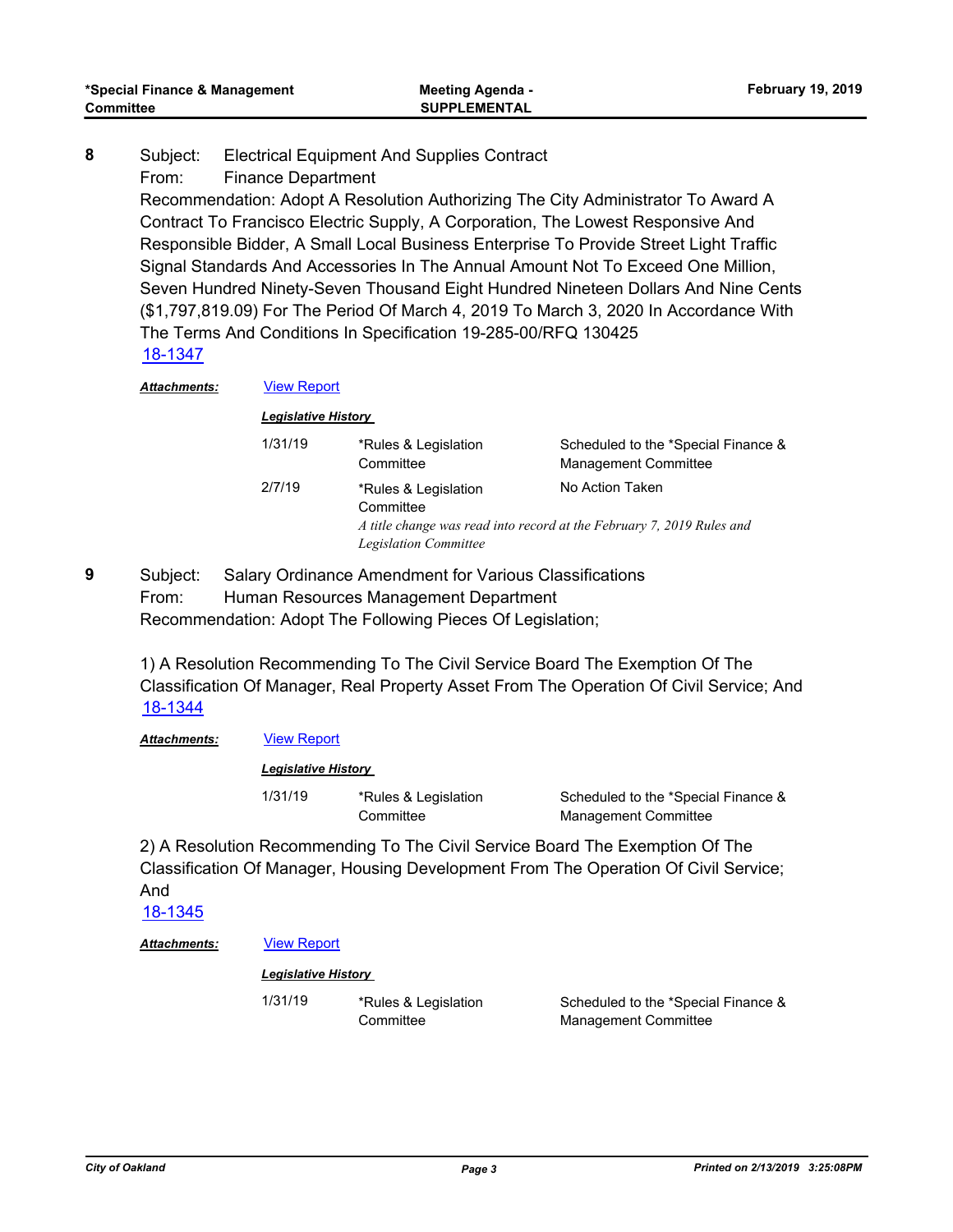**8** Subject: Electrical Equipment And Supplies Contract
From: Finance Department
Recommendation: Adopt A Resolution Authorizing The City Administrator To Award A Contract To Francisco Electric Supply, A Corporation, The Lowest Responsive And Responsible Bidder, A Small Local Business Enterprise To Provide Street Light Traffic Signal Standards And Accessories In The Annual Amount Not To Exceed One Million, Seven Hundred Ninety-Seven Thousand Eight Hundred Nineteen Dollars And Nine Cents ($1,797,819.09) For The Period Of March 4, 2019 To March 3, 2020 In Accordance With The Terms And Conditions In Specification 19-285-00/RFQ 130425
18-1347

***Attachments:*** View Report

***Legislative History***

| | | |
|---|---|---|
| 1/31/19 | *Rules & Legislation Committee | Scheduled to the *Special Finance & Management Committee |
| 2/7/19 | *Rules & Legislation Committee | No Action Taken |

*A title change was read into record at the February 7, 2019 Rules and Legislation Committee*

**9** Subject: Salary Ordinance Amendment for Various Classifications
From: Human Resources Management Department
Recommendation: Adopt The Following Pieces Of Legislation;

1) A Resolution Recommending To The Civil Service Board The Exemption Of The Classification Of Manager, Real Property Asset From The Operation Of Civil Service; And
18-1344

***Attachments:*** View Report

***Legislative History***

| | | |
|---|---|---|
| 1/31/19 | *Rules & Legislation Committee | Scheduled to the *Special Finance & Management Committee |

2) A Resolution Recommending To The Civil Service Board The Exemption Of The Classification Of Manager, Housing Development From The Operation Of Civil Service; And
18-1345

***Attachments:*** View Report

***Legislative History***

| | | |
|---|---|---|
| 1/31/19 | *Rules & Legislation Committee | Scheduled to the *Special Finance & Management Committee |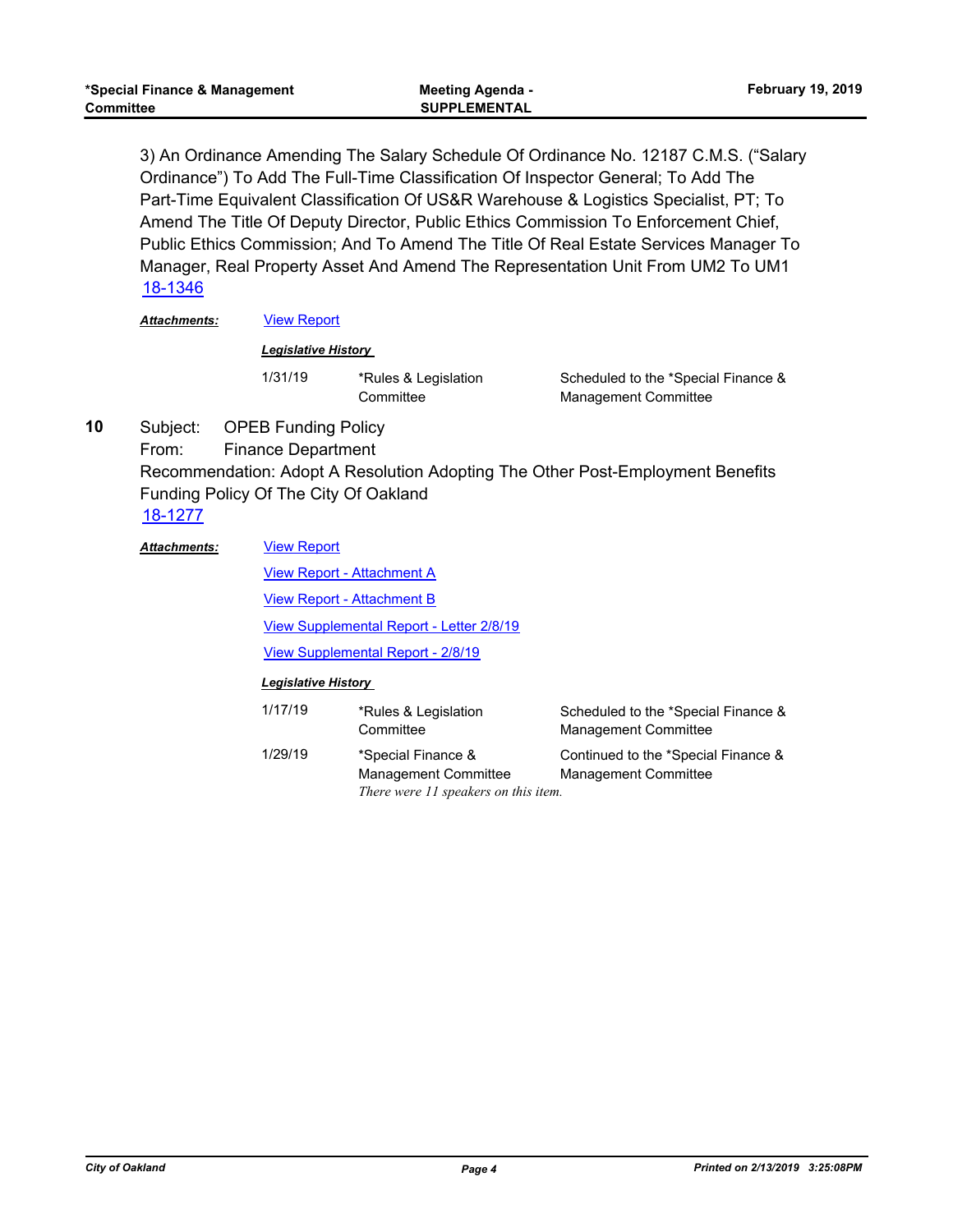3) An Ordinance Amending The Salary Schedule Of Ordinance No. 12187 C.M.S. ("Salary Ordinance") To Add The Full-Time Classification Of Inspector General; To Add The Part-Time Equivalent Classification Of US&R Warehouse & Logistics Specialist, PT; To Amend The Title Of Deputy Director, Public Ethics Commission To Enforcement Chief, Public Ethics Commission; And To Amend The Title Of Real Estate Services Manager To Manager, Real Property Asset And Amend The Representation Unit From UM2 To UM1
18-1346

***Attachments:*** View Report

***Legislative History***

| | | |
|---|---|---|
| 1/31/19 | *Rules & Legislation Committee | Scheduled to the *Special Finance & Management Committee |

**10** Subject: OPEB Funding Policy
From: Finance Department
Recommendation: Adopt A Resolution Adopting The Other Post-Employment Benefits Funding Policy Of The City Of Oakland
18-1277

***Attachments:*** View Report
View Report - Attachment A
View Report - Attachment B
View Supplemental Report - Letter 2/8/19
View Supplemental Report - 2/8/19

***Legislative History***

| | | |
|---|---|---|
| 1/17/19 | *Rules & Legislation Committee | Scheduled to the *Special Finance & Management Committee |
| 1/29/19 | *Special Finance & Management Committee *There were 11 speakers on this item.* | Continued to the *Special Finance & Management Committee |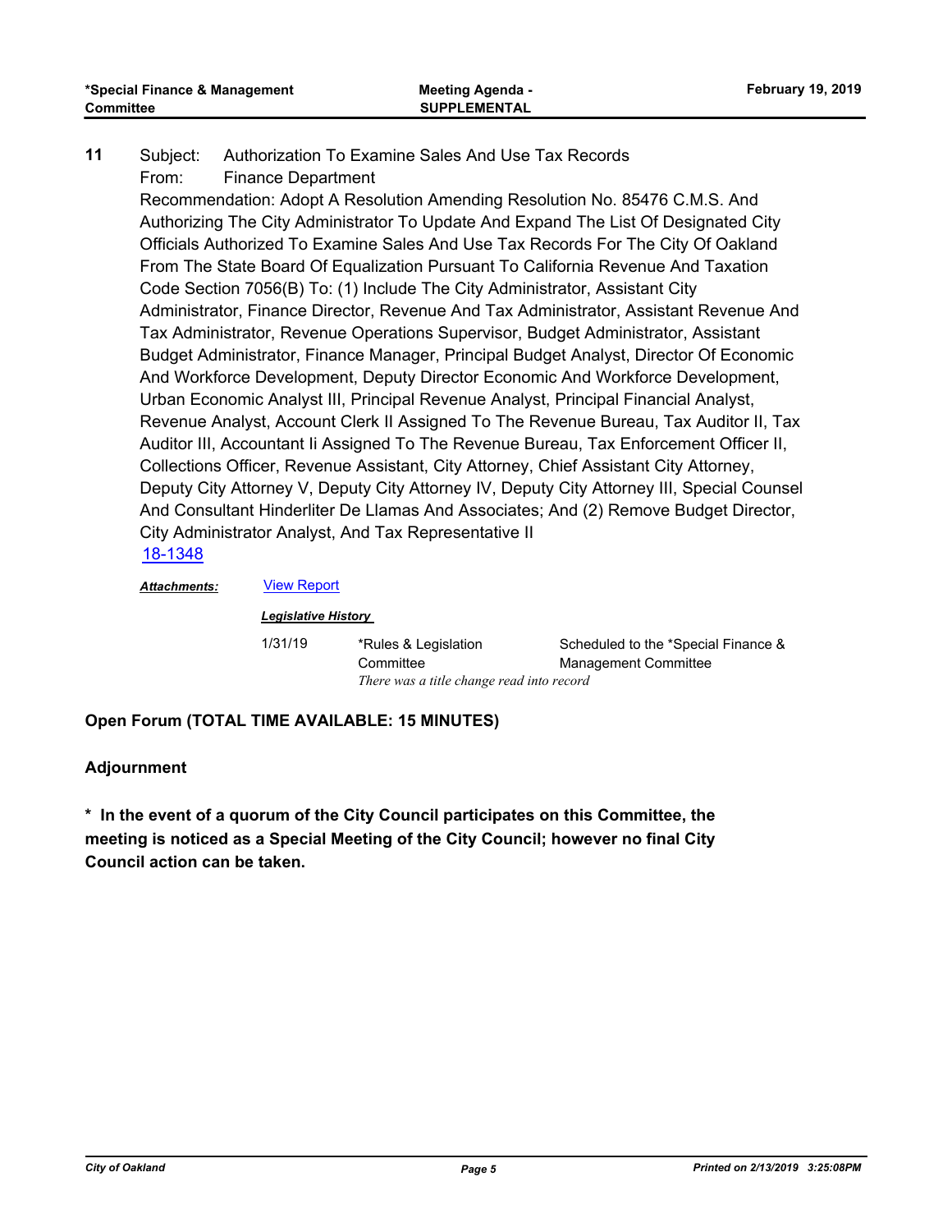**11** Subject: Authorization To Examine Sales And Use Tax Records

From: Finance Department

Recommendation: Adopt A Resolution Amending Resolution No. 85476 C.M.S. And Authorizing The City Administrator To Update And Expand The List Of Designated City Officials Authorized To Examine Sales And Use Tax Records For The City Of Oakland From The State Board Of Equalization Pursuant To California Revenue And Taxation Code Section 7056(B) To: (1) Include The City Administrator, Assistant City Administrator, Finance Director, Revenue And Tax Administrator, Assistant Revenue And Tax Administrator, Revenue Operations Supervisor, Budget Administrator, Assistant Budget Administrator, Finance Manager, Principal Budget Analyst, Director Of Economic And Workforce Development, Deputy Director Economic And Workforce Development, Urban Economic Analyst III, Principal Revenue Analyst, Principal Financial Analyst, Revenue Analyst, Account Clerk II Assigned To The Revenue Bureau, Tax Auditor II, Tax Auditor III, Accountant Ii Assigned To The Revenue Bureau, Tax Enforcement Officer II, Collections Officer, Revenue Assistant, City Attorney, Chief Assistant City Attorney, Deputy City Attorney V, Deputy City Attorney IV, Deputy City Attorney III, Special Counsel And Consultant Hinderliter De Llamas And Associates; And (2) Remove Budget Director, City Administrator Analyst, And Tax Representative II

18-1348

***Attachments:*** View Report

***Legislative History***

| | | |
|---|---|---|
| 1/31/19 | *Rules & Legislation Committee | Scheduled to the *Special Finance & Management Committee |

*There was a title change read into record*

**Open Forum (TOTAL TIME AVAILABLE: 15 MINUTES)**

**Adjournment**

**\* In the event of a quorum of the City Council participates on this Committee, the meeting is noticed as a Special Meeting of the City Council; however no final City Council action can be taken.**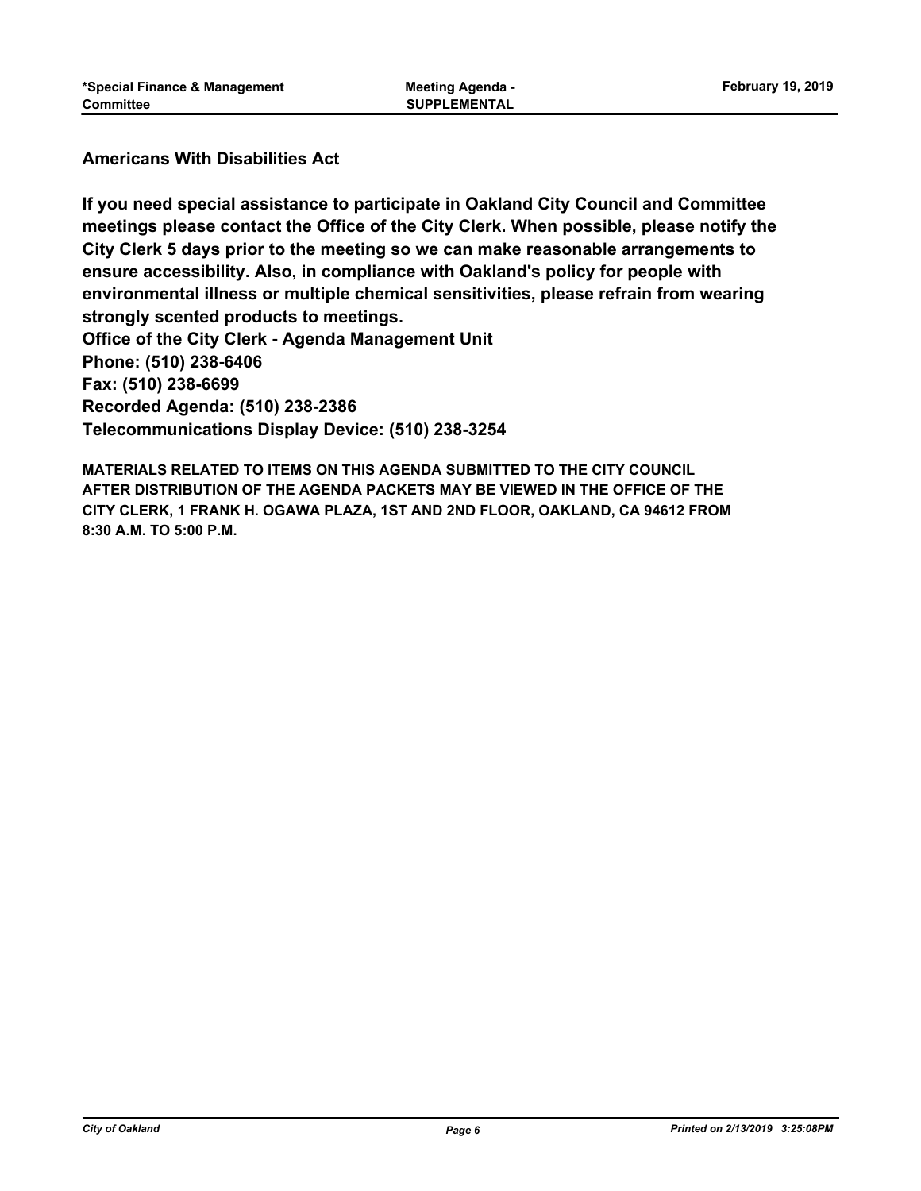**Americans With Disabilities Act**

**If you need special assistance to participate in Oakland City Council and Committee meetings please contact the Office of the City Clerk. When possible, please notify the City Clerk 5 days prior to the meeting so we can make reasonable arrangements to ensure accessibility. Also, in compliance with Oakland's policy for people with environmental illness or multiple chemical sensitivities, please refrain from wearing strongly scented products to meetings.**
**Office of the City Clerk - Agenda Management Unit**
**Phone: (510) 238-6406**
**Fax: (510) 238-6699**
**Recorded Agenda: (510) 238-2386**
**Telecommunications Display Device: (510) 238-3254**

**MATERIALS RELATED TO ITEMS ON THIS AGENDA SUBMITTED TO THE CITY COUNCIL AFTER DISTRIBUTION OF THE AGENDA PACKETS MAY BE VIEWED IN THE OFFICE OF THE CITY CLERK, 1 FRANK H. OGAWA PLAZA, 1ST AND 2ND FLOOR, OAKLAND, CA 94612 FROM 8:30 A.M. TO 5:00 P.M.**